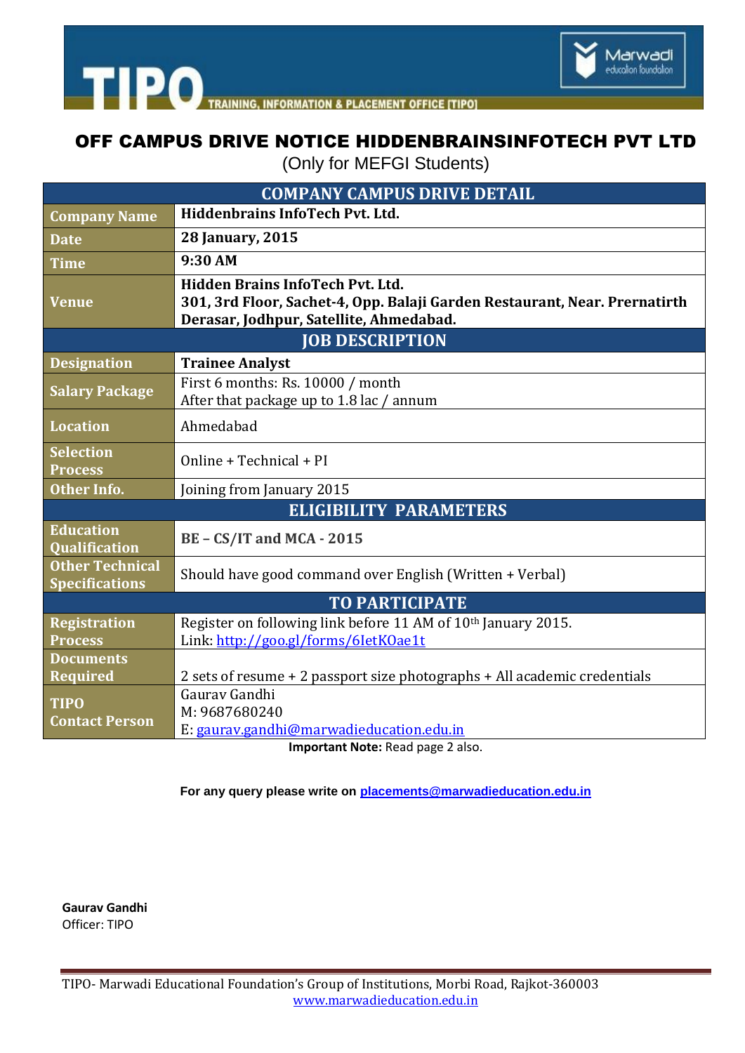TIPO — TRAINING, INFORMATION & PLACEMENT OFFICE [TIPO]

Marwadi education foundation

# OFF CAMPUS DRIVE NOTICE HIDDENBRAINSINFOTECH PVT LTD

(Only for MEFGI Students)

| COMPANY CAMPUS DRIVE DETAIL | |
|---|---|
| **Company Name** | **Hiddenbrains InfoTech Pvt. Ltd.** |
| **Date** | **28 January, 2015** |
| **Time** | **9:30 AM** |
| **Venue** | **Hidden Brains InfoTech Pvt. Ltd.<br>301, 3rd Floor, Sachet-4, Opp. Balaji Garden Restaurant, Near. Prernatirth Derasar, Jodhpur, Satellite, Ahmedabad.** |
| **JOB DESCRIPTION** | |
| **Designation** | **Trainee Analyst** |
| **Salary Package** | First 6 months: Rs. 10000 / month<br>After that package up to 1.8 lac / annum |
| **Location** | Ahmedabad |
| **Selection Process** | Online + Technical + PI |
| **Other Info.** | Joining from January 2015 |
| **ELIGIBILITY PARAMETERS** | |
| **Education Qualification** | **BE – CS/IT and MCA - 2015** |
| **Other Technical Specifications** | Should have good command over English (Written + Verbal) |
| **TO PARTICIPATE** | |
| **Registration Process** | Register on following link before 11 AM of 10th January 2015.<br>Link: http://goo.gl/forms/6IetKOae1t |
| **Documents Required** | 2 sets of resume + 2 passport size photographs + All academic credentials |
| **TIPO Contact Person** | Gaurav Gandhi<br>M: 9687680240<br>E: gaurav.gandhi@marwadieducation.edu.in |

**Important Note:** Read page 2 also.

**For any query please write on placements@marwadieducation.edu.in**

**Gaurav Gandhi**
Officer: TIPO

TIPO- Marwadi Educational Foundation's Group of Institutions, Morbi Road, Rajkot-360003
www.marwadieducation.edu.in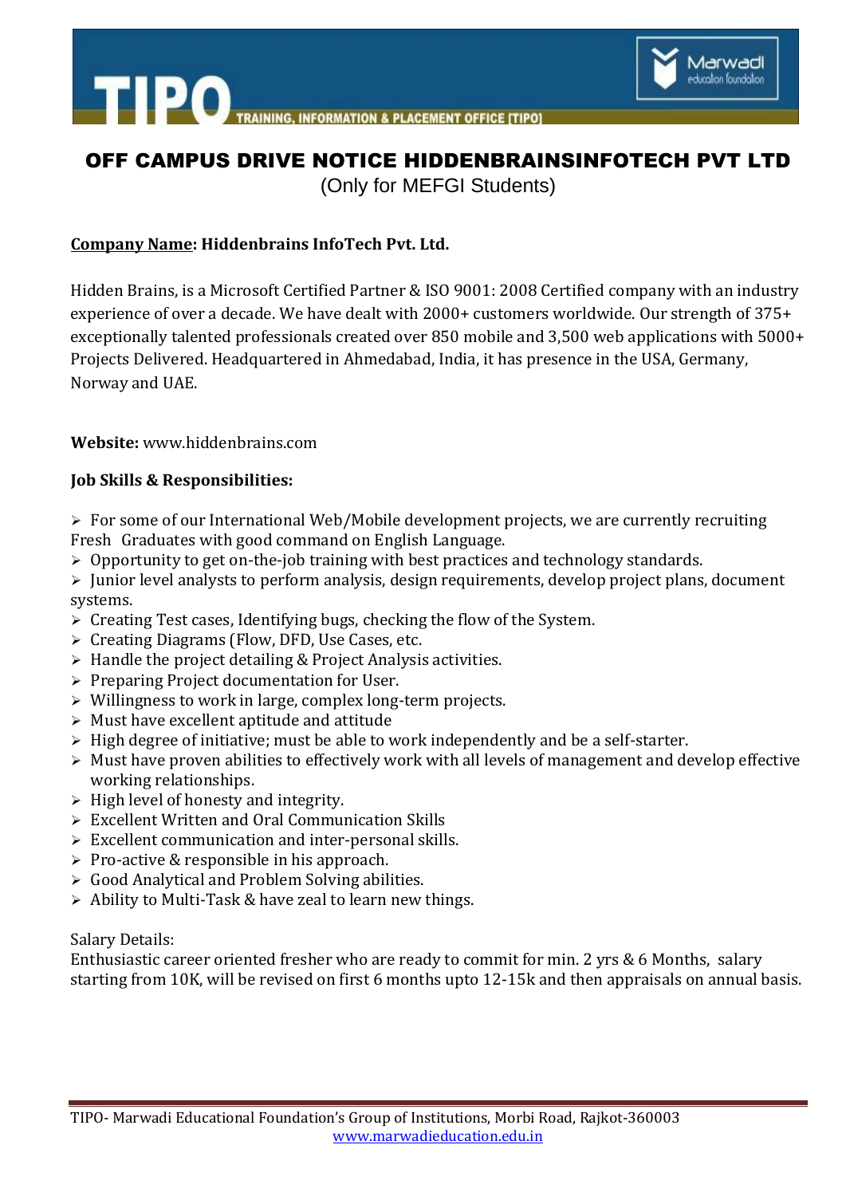# OFF CAMPUS DRIVE NOTICE HIDDENBRAINSINFOTECH PVT LTD

(Only for MEFGI Students)

**Company Name: Hiddenbrains InfoTech Pvt. Ltd.**

Hidden Brains, is a Microsoft Certified Partner & ISO 9001: 2008 Certified company with an industry experience of over a decade. We have dealt with 2000+ customers worldwide. Our strength of 375+ exceptionally talented professionals created over 850 mobile and 3,500 web applications with 5000+ Projects Delivered. Headquartered in Ahmedabad, India, it has presence in the USA, Germany, Norway and UAE.

**Website:** www.hiddenbrains.com

**Job Skills & Responsibilities:**

- For some of our International Web/Mobile development projects, we are currently recruiting Fresh Graduates with good command on English Language.
- Opportunity to get on-the-job training with best practices and technology standards.
- Junior level analysts to perform analysis, design requirements, develop project plans, document systems.
- Creating Test cases, Identifying bugs, checking the flow of the System.
- Creating Diagrams (Flow, DFD, Use Cases, etc.
- Handle the project detailing & Project Analysis activities.
- Preparing Project documentation for User.
- Willingness to work in large, complex long-term projects.
- Must have excellent aptitude and attitude
- High degree of initiative; must be able to work independently and be a self-starter.
- Must have proven abilities to effectively work with all levels of management and develop effective working relationships.
- High level of honesty and integrity.
- Excellent Written and Oral Communication Skills
- Excellent communication and inter-personal skills.
- Pro-active & responsible in his approach.
- Good Analytical and Problem Solving abilities.
- Ability to Multi-Task & have zeal to learn new things.

Salary Details:

Enthusiastic career oriented fresher who are ready to commit for min. 2 yrs & 6 Months, salary starting from 10K, will be revised on first 6 months upto 12-15k and then appraisals on annual basis.